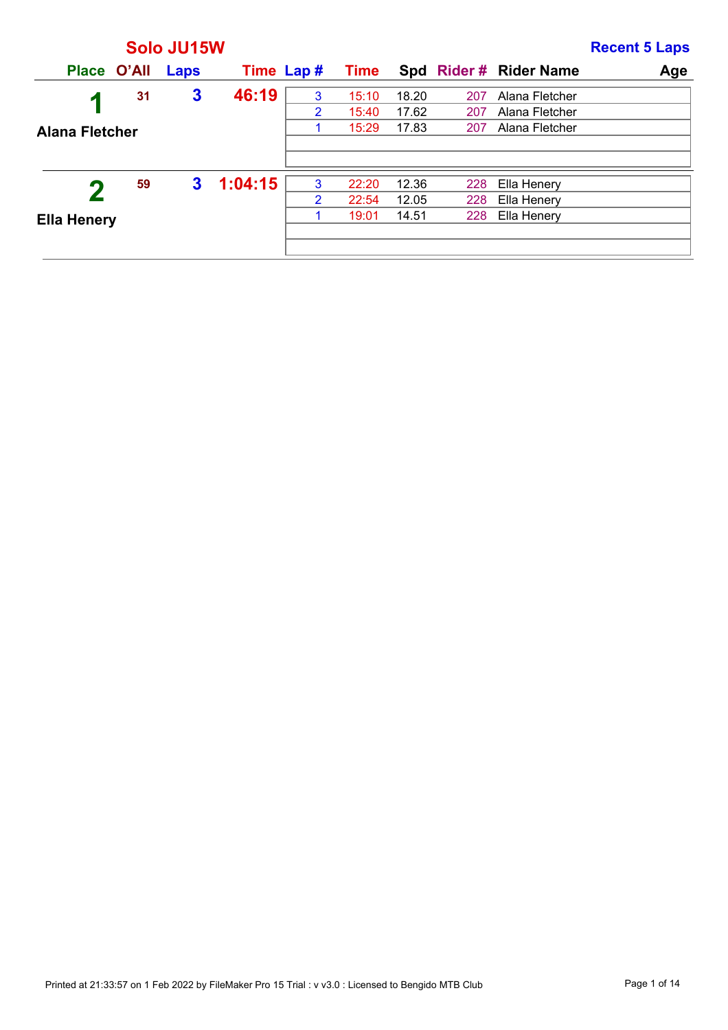## Solo JU15W

**Recent 5 Laps**

| Place | O'All | Laps | Time | Lap # | Time | Spd | Rider # | Rider Name | Age |
|---|---|---|---|---|---|---|---|---|---|
| 1 | 31 | 3 | 46:19 | 3 | 15:10 | 18.20 | 207 | Alana Fletcher | |
| Alana Fletcher | | | | 2 | 15:40 | 17.62 | 207 | Alana Fletcher | |
| | | | | 1 | 15:29 | 17.83 | 207 | Alana Fletcher | |
| 2 | 59 | 3 | 1:04:15 | 3 | 22:20 | 12.36 | 228 | Ella Henery | |
| Ella Henery | | | | 2 | 22:54 | 12.05 | 228 | Ella Henery | |
| | | | | 1 | 19:01 | 14.51 | 228 | Ella Henery | |

Printed at 21:33:57 on 1 Feb 2022 by FileMaker Pro 15 Trial : v v3.0 : Licensed to Bengido MTB Club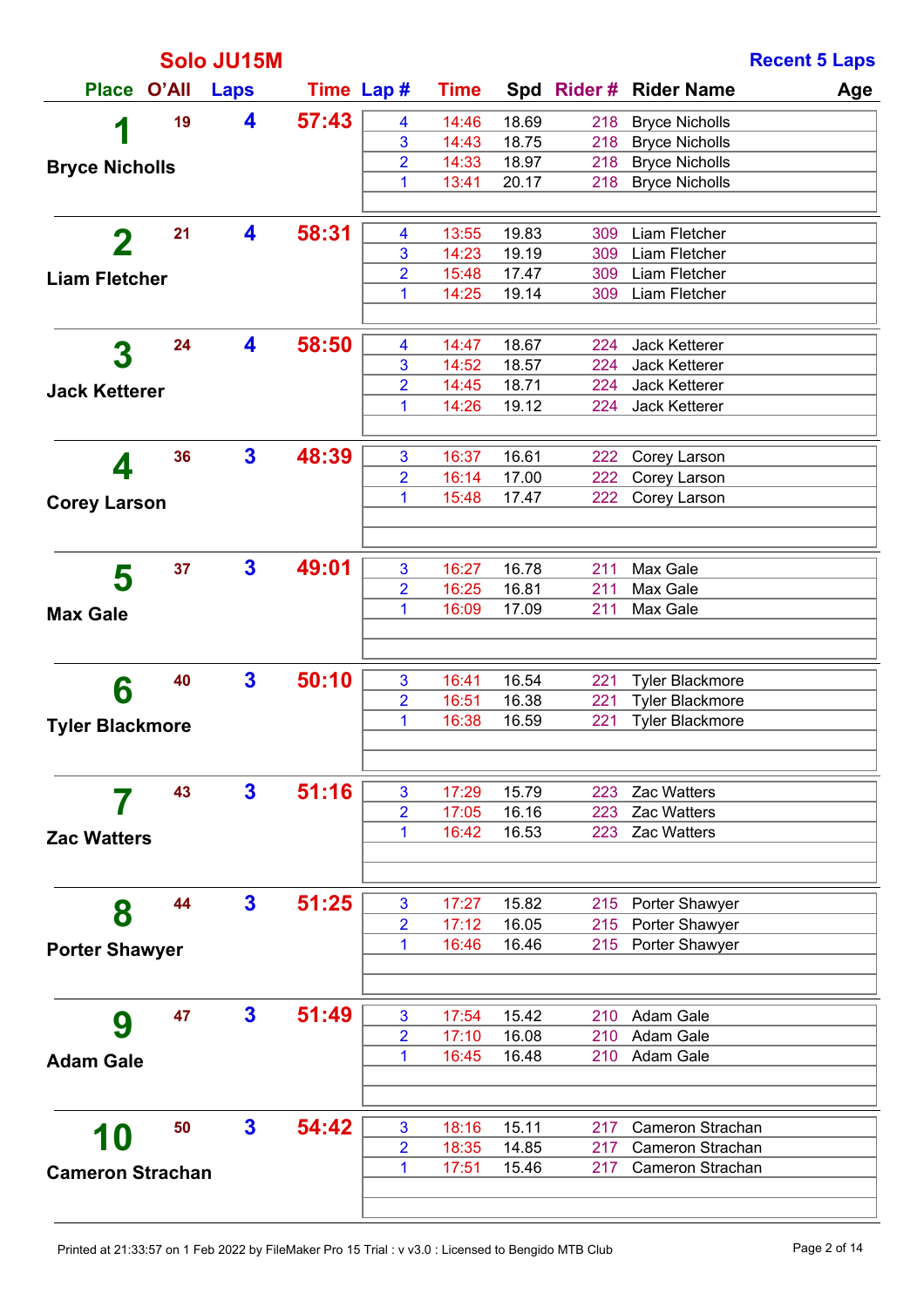## Solo JU15M

**Recent 5 Laps**

| Place | O'All | Laps | Time | Lap # | Time | Spd | Rider # | Rider Name | Age |
|---|---|---|---|---|---|---|---|---|---|
| **1** Bryce Nicholls | 19 | 4 | 57:43 | 4 | 14:46 | 18.69 | 218 | Bryce Nicholls | |
| | | | | 3 | 14:43 | 18.75 | 218 | Bryce Nicholls | |
| | | | | 2 | 14:33 | 18.97 | 218 | Bryce Nicholls | |
| | | | | 1 | 13:41 | 20.17 | 218 | Bryce Nicholls | |
| **2** Liam Fletcher | 21 | 4 | 58:31 | 4 | 13:55 | 19.83 | 309 | Liam Fletcher | |
| | | | | 3 | 14:23 | 19.19 | 309 | Liam Fletcher | |
| | | | | 2 | 15:48 | 17.47 | 309 | Liam Fletcher | |
| | | | | 1 | 14:25 | 19.14 | 309 | Liam Fletcher | |
| **3** Jack Ketterer | 24 | 4 | 58:50 | 4 | 14:47 | 18.67 | 224 | Jack Ketterer | |
| | | | | 3 | 14:52 | 18.57 | 224 | Jack Ketterer | |
| | | | | 2 | 14:45 | 18.71 | 224 | Jack Ketterer | |
| | | | | 1 | 14:26 | 19.12 | 224 | Jack Ketterer | |
| **4** Corey Larson | 36 | 3 | 48:39 | 3 | 16:37 | 16.61 | 222 | Corey Larson | |
| | | | | 2 | 16:14 | 17.00 | 222 | Corey Larson | |
| | | | | 1 | 15:48 | 17.47 | 222 | Corey Larson | |
| **5** Max Gale | 37 | 3 | 49:01 | 3 | 16:27 | 16.78 | 211 | Max Gale | |
| | | | | 2 | 16:25 | 16.81 | 211 | Max Gale | |
| | | | | 1 | 16:09 | 17.09 | 211 | Max Gale | |
| **6** Tyler Blackmore | 40 | 3 | 50:10 | 3 | 16:41 | 16.54 | 221 | Tyler Blackmore | |
| | | | | 2 | 16:51 | 16.38 | 221 | Tyler Blackmore | |
| | | | | 1 | 16:38 | 16.59 | 221 | Tyler Blackmore | |
| **7** Zac Watters | 43 | 3 | 51:16 | 3 | 17:29 | 15.79 | 223 | Zac Watters | |
| | | | | 2 | 17:05 | 16.16 | 223 | Zac Watters | |
| | | | | 1 | 16:42 | 16.53 | 223 | Zac Watters | |
| **8** Porter Shawyer | 44 | 3 | 51:25 | 3 | 17:27 | 15.82 | 215 | Porter Shawyer | |
| | | | | 2 | 17:12 | 16.05 | 215 | Porter Shawyer | |
| | | | | 1 | 16:46 | 16.46 | 215 | Porter Shawyer | |
| **9** Adam Gale | 47 | 3 | 51:49 | 3 | 17:54 | 15.42 | 210 | Adam Gale | |
| | | | | 2 | 17:10 | 16.08 | 210 | Adam Gale | |
| | | | | 1 | 16:45 | 16.48 | 210 | Adam Gale | |
| **10** Cameron Strachan | 50 | 3 | 54:42 | 3 | 18:16 | 15.11 | 217 | Cameron Strachan | |
| | | | | 2 | 18:35 | 14.85 | 217 | Cameron Strachan | |
| | | | | 1 | 17:51 | 15.46 | 217 | Cameron Strachan | |

Printed at 21:33:57 on 1 Feb 2022 by FileMaker Pro 15 Trial : v v3.0 : Licensed to Bengido MTB Club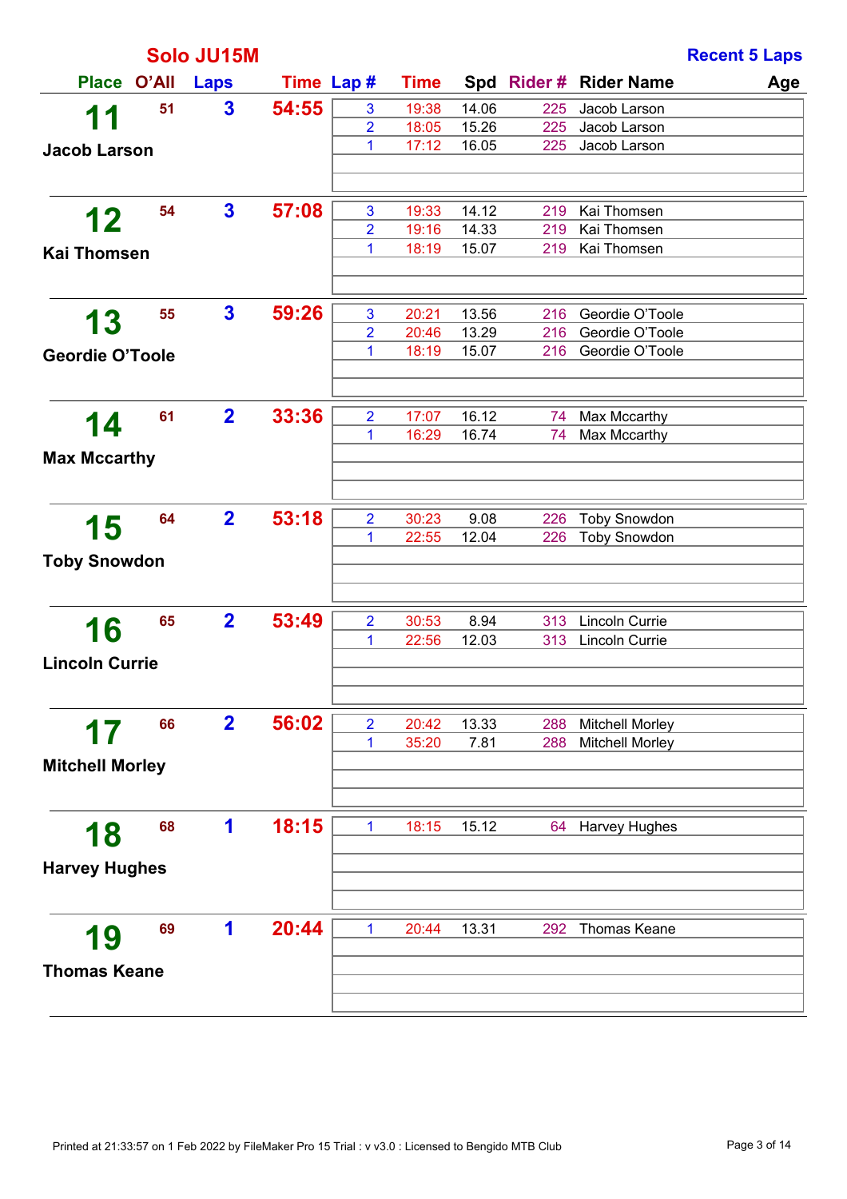## Solo JU15M

**Recent 5 Laps**

| Place | O'All | Laps | Time | Lap # | Time | Spd | Rider # | Rider Name | Age |
|---|---|---|---|---|---|---|---|---|---|
| **11** Jacob Larson | 51 | 3 | 54:55 | 3 | 19:38 | 14.06 | 225 | Jacob Larson | |
| | | | | 2 | 18:05 | 15.26 | 225 | Jacob Larson | |
| | | | | 1 | 17:12 | 16.05 | 225 | Jacob Larson | |
| **12** Kai Thomsen | 54 | 3 | 57:08 | 3 | 19:33 | 14.12 | 219 | Kai Thomsen | |
| | | | | 2 | 19:16 | 14.33 | 219 | Kai Thomsen | |
| | | | | 1 | 18:19 | 15.07 | 219 | Kai Thomsen | |
| **13** Geordie O'Toole | 55 | 3 | 59:26 | 3 | 20:21 | 13.56 | 216 | Geordie O'Toole | |
| | | | | 2 | 20:46 | 13.29 | 216 | Geordie O'Toole | |
| | | | | 1 | 18:19 | 15.07 | 216 | Geordie O'Toole | |
| **14** Max Mccarthy | 61 | 2 | 33:36 | 2 | 17:07 | 16.12 | 74 | Max Mccarthy | |
| | | | | 1 | 16:29 | 16.74 | 74 | Max Mccarthy | |
| **15** Toby Snowdon | 64 | 2 | 53:18 | 2 | 30:23 | 9.08 | 226 | Toby Snowdon | |
| | | | | 1 | 22:55 | 12.04 | 226 | Toby Snowdon | |
| **16** Lincoln Currie | 65 | 2 | 53:49 | 2 | 30:53 | 8.94 | 313 | Lincoln Currie | |
| | | | | 1 | 22:56 | 12.03 | 313 | Lincoln Currie | |
| **17** Mitchell Morley | 66 | 2 | 56:02 | 2 | 20:42 | 13.33 | 288 | Mitchell Morley | |
| | | | | 1 | 35:20 | 7.81 | 288 | Mitchell Morley | |
| **18** Harvey Hughes | 68 | 1 | 18:15 | 1 | 18:15 | 15.12 | 64 | Harvey Hughes | |
| **19** Thomas Keane | 69 | 1 | 20:44 | 1 | 20:44 | 13.31 | 292 | Thomas Keane | |

Printed at 21:33:57 on 1 Feb 2022 by FileMaker Pro 15 Trial : v v3.0 : Licensed to Bengido MTB Club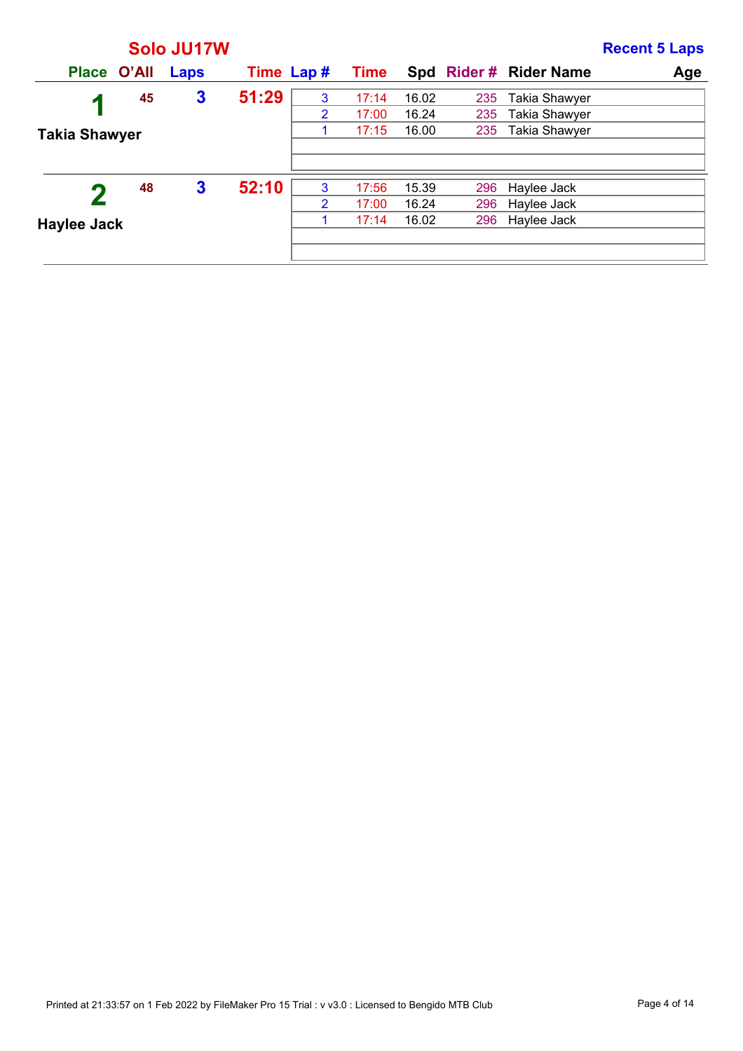## Solo JU17W

**Recent 5 Laps**

| Place | O'All | Laps | Time | Lap # | Time | Spd | Rider # | Rider Name | Age |
|---|---|---|---|---|---|---|---|---|---|
| **1** Takia Shawyer | 45 | 3 | 51:29 | 3 | 17:14 | 16.02 | 235 | Takia Shawyer | |
| | | | | 2 | 17:00 | 16.24 | 235 | Takia Shawyer | |
| | | | | 1 | 17:15 | 16.00 | 235 | Takia Shawyer | |
| **2** Haylee Jack | 48 | 3 | 52:10 | 3 | 17:56 | 15.39 | 296 | Haylee Jack | |
| | | | | 2 | 17:00 | 16.24 | 296 | Haylee Jack | |
| | | | | 1 | 17:14 | 16.02 | 296 | Haylee Jack | |

Printed at 21:33:57 on 1 Feb 2022 by FileMaker Pro 15 Trial : v v3.0 : Licensed to Bengido MTB Club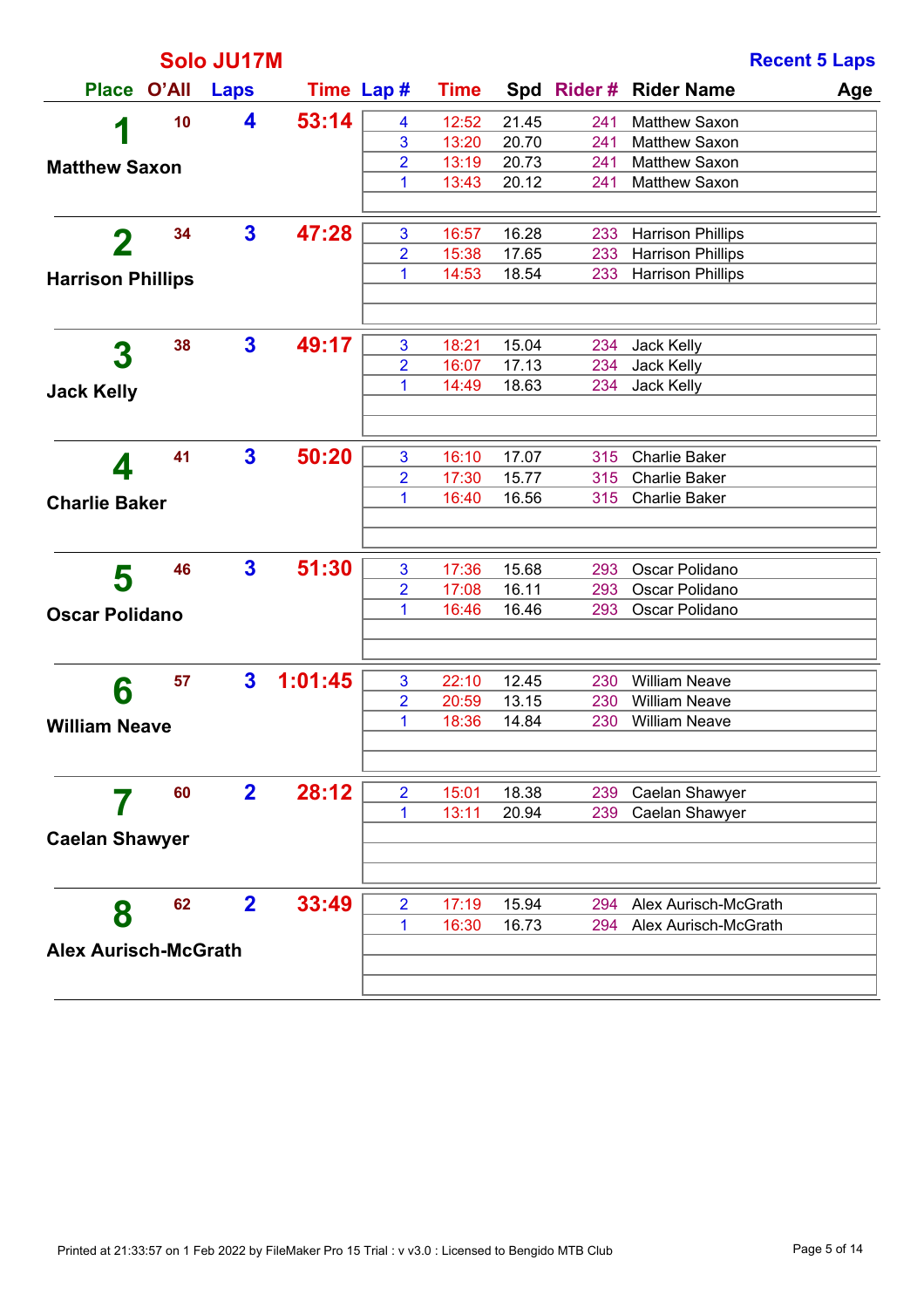## Solo JU17M

**Recent 5 Laps**

| Place | O'All | Laps | Time | Lap # | Time | Spd | Rider # | Rider Name | Age |
|---|---|---|---|---|---|---|---|---|---|
| **1** | 10 | 4 | 53:14 | 4 | 12:52 | 21.45 | 241 | Matthew Saxon | |
| **Matthew Saxon** | | | | 3 | 13:20 | 20.70 | 241 | Matthew Saxon | |
| | | | | 2 | 13:19 | 20.73 | 241 | Matthew Saxon | |
| | | | | 1 | 13:43 | 20.12 | 241 | Matthew Saxon | |
| **2** | 34 | 3 | 47:28 | 3 | 16:57 | 16.28 | 233 | Harrison Phillips | |
| **Harrison Phillips** | | | | 2 | 15:38 | 17.65 | 233 | Harrison Phillips | |
| | | | | 1 | 14:53 | 18.54 | 233 | Harrison Phillips | |
| **3** | 38 | 3 | 49:17 | 3 | 18:21 | 15.04 | 234 | Jack Kelly | |
| **Jack Kelly** | | | | 2 | 16:07 | 17.13 | 234 | Jack Kelly | |
| | | | | 1 | 14:49 | 18.63 | 234 | Jack Kelly | |
| **4** | 41 | 3 | 50:20 | 3 | 16:10 | 17.07 | 315 | Charlie Baker | |
| **Charlie Baker** | | | | 2 | 17:30 | 15.77 | 315 | Charlie Baker | |
| | | | | 1 | 16:40 | 16.56 | 315 | Charlie Baker | |
| **5** | 46 | 3 | 51:30 | 3 | 17:36 | 15.68 | 293 | Oscar Polidano | |
| **Oscar Polidano** | | | | 2 | 17:08 | 16.11 | 293 | Oscar Polidano | |
| | | | | 1 | 16:46 | 16.46 | 293 | Oscar Polidano | |
| **6** | 57 | 3 | 1:01:45 | 3 | 22:10 | 12.45 | 230 | William Neave | |
| **William Neave** | | | | 2 | 20:59 | 13.15 | 230 | William Neave | |
| | | | | 1 | 18:36 | 14.84 | 230 | William Neave | |
| **7** | 60 | 2 | 28:12 | 2 | 15:01 | 18.38 | 239 | Caelan Shawyer | |
| **Caelan Shawyer** | | | | 1 | 13:11 | 20.94 | 239 | Caelan Shawyer | |
| **8** | 62 | 2 | 33:49 | 2 | 17:19 | 15.94 | 294 | Alex Aurisch-McGrath | |
| **Alex Aurisch-McGrath** | | | | 1 | 16:30 | 16.73 | 294 | Alex Aurisch-McGrath | |

Printed at 21:33:57 on 1 Feb 2022 by FileMaker Pro 15 Trial : v v3.0 : Licensed to Bengido MTB Club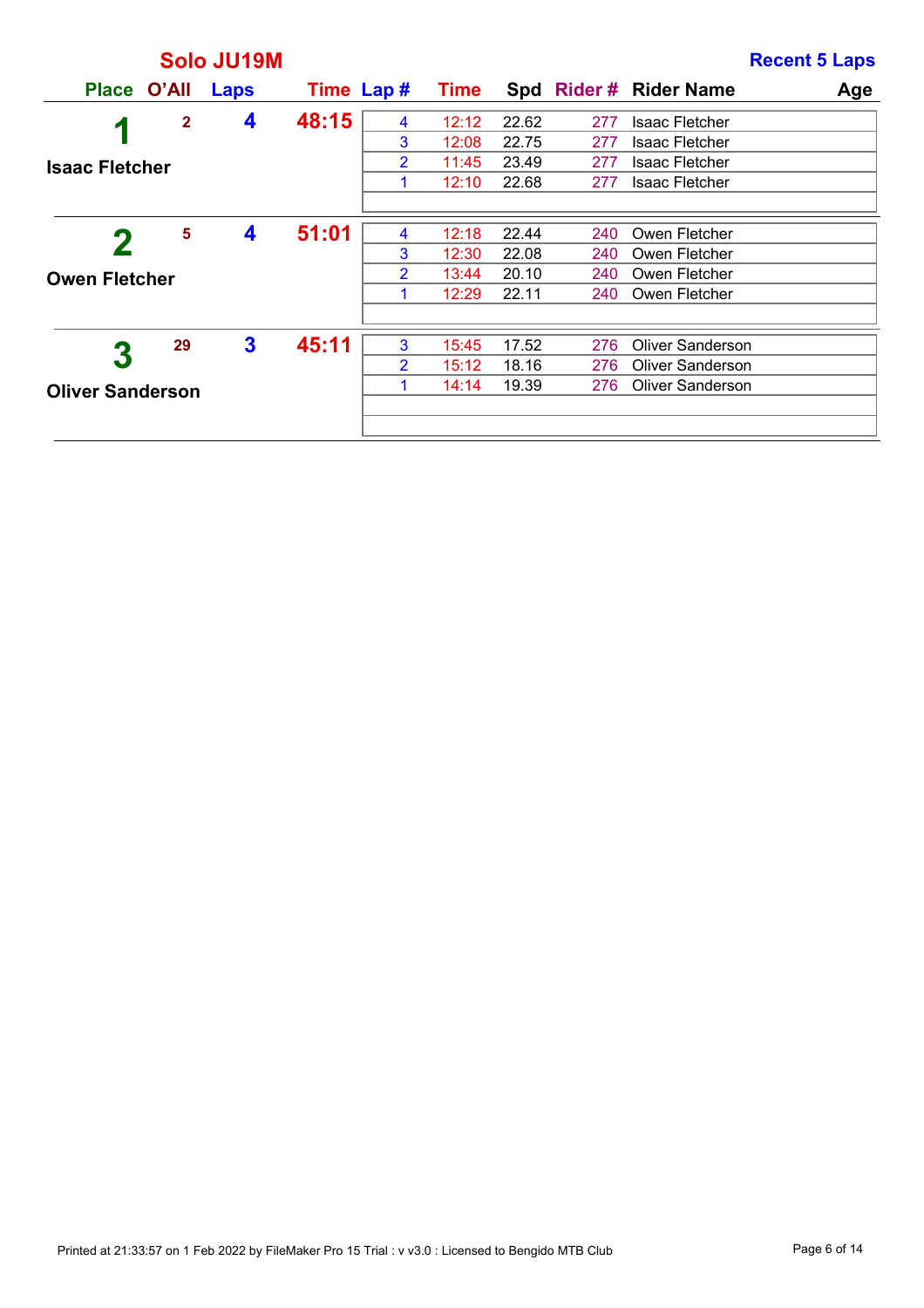## Solo JU19M

**Recent 5 Laps**

| Place | O'All | Laps | Time | Lap # | Time | Spd | Rider # | Rider Name | Age |
|---|---|---|---|---|---|---|---|---|---|
| **1** Isaac Fletcher | 2 | 4 | 48:15 | 4 | 12:12 | 22.62 | 277 | Isaac Fletcher | |
| | | | | 3 | 12:08 | 22.75 | 277 | Isaac Fletcher | |
| | | | | 2 | 11:45 | 23.49 | 277 | Isaac Fletcher | |
| | | | | 1 | 12:10 | 22.68 | 277 | Isaac Fletcher | |
| **2** Owen Fletcher | 5 | 4 | 51:01 | 4 | 12:18 | 22.44 | 240 | Owen Fletcher | |
| | | | | 3 | 12:30 | 22.08 | 240 | Owen Fletcher | |
| | | | | 2 | 13:44 | 20.10 | 240 | Owen Fletcher | |
| | | | | 1 | 12:29 | 22.11 | 240 | Owen Fletcher | |
| **3** Oliver Sanderson | 29 | 3 | 45:11 | 3 | 15:45 | 17.52 | 276 | Oliver Sanderson | |
| | | | | 2 | 15:12 | 18.16 | 276 | Oliver Sanderson | |
| | | | | 1 | 14:14 | 19.39 | 276 | Oliver Sanderson | |

Printed at 21:33:57 on 1 Feb 2022 by FileMaker Pro 15 Trial : v v3.0 : Licensed to Bengido MTB Club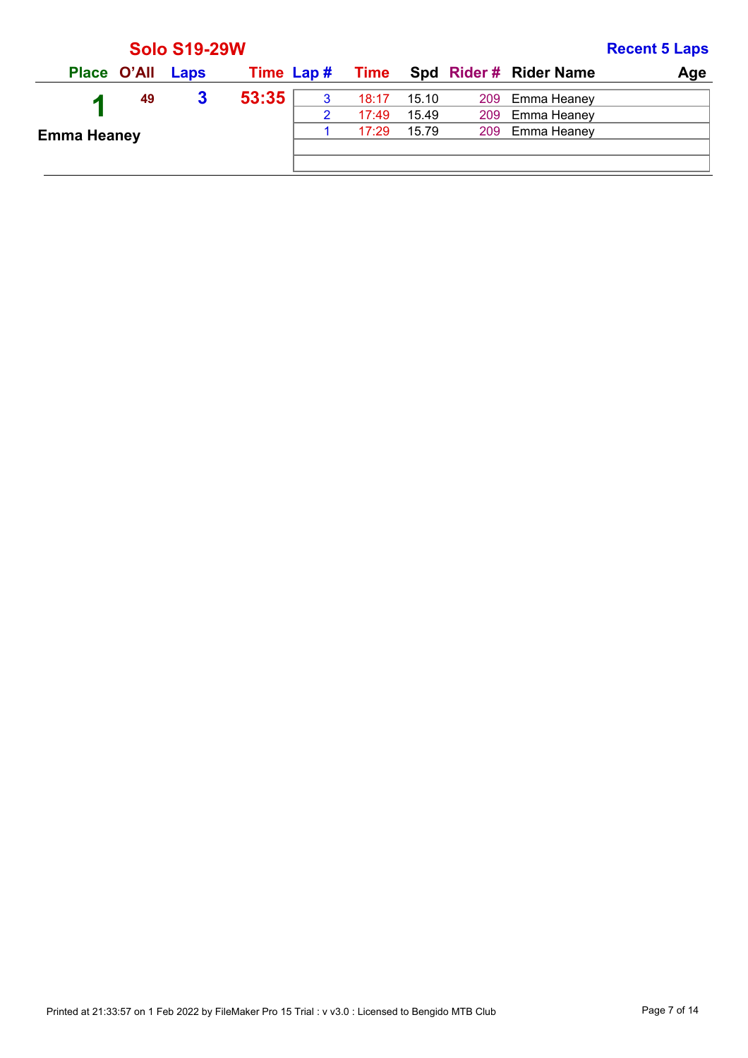## Solo S19-29W

**Recent 5 Laps**

| Place | O'All | Laps | Time | Lap # | Time | Spd | Rider # | Rider Name | Age |
|---|---|---|---|---|---|---|---|---|---|
| 1 | 49 | 3 | 53:35 | 3 | 18:17 | 15.10 | 209 | Emma Heaney | |
| Emma Heaney | | | | 2 | 17:49 | 15.49 | 209 | Emma Heaney | |
| | | | | 1 | 17:29 | 15.79 | 209 | Emma Heaney | |

Printed at 21:33:57 on 1 Feb 2022 by FileMaker Pro 15 Trial : v v3.0 : Licensed to Bengido MTB Club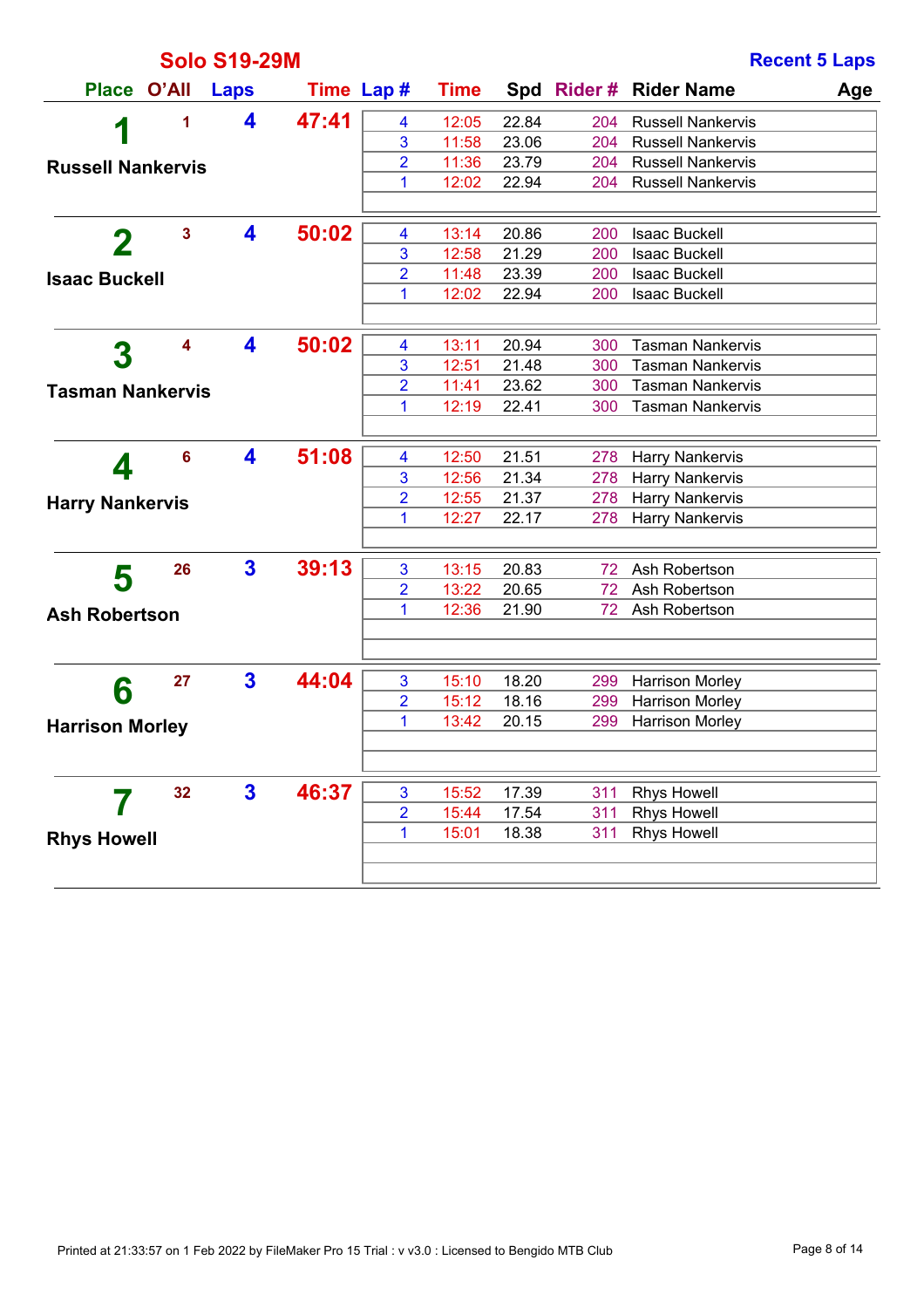## Solo S19-29M

**Recent 5 Laps**

| Place | O'All | Laps | Time | Lap # | Time | Spd | Rider # | Rider Name | Age |
|---|---|---|---|---|---|---|---|---|---|
| 1 | 1 | 4 | 47:41 | 4 | 12:05 | 22.84 | 204 | Russell Nankervis | |
| Russell Nankervis | | | | 3 | 11:58 | 23.06 | 204 | Russell Nankervis | |
| | | | | 2 | 11:36 | 23.79 | 204 | Russell Nankervis | |
| | | | | 1 | 12:02 | 22.94 | 204 | Russell Nankervis | |
| 2 | 3 | 4 | 50:02 | 4 | 13:14 | 20.86 | 200 | Isaac Buckell | |
| Isaac Buckell | | | | 3 | 12:58 | 21.29 | 200 | Isaac Buckell | |
| | | | | 2 | 11:48 | 23.39 | 200 | Isaac Buckell | |
| | | | | 1 | 12:02 | 22.94 | 200 | Isaac Buckell | |
| 3 | 4 | 4 | 50:02 | 4 | 13:11 | 20.94 | 300 | Tasman Nankervis | |
| Tasman Nankervis | | | | 3 | 12:51 | 21.48 | 300 | Tasman Nankervis | |
| | | | | 2 | 11:41 | 23.62 | 300 | Tasman Nankervis | |
| | | | | 1 | 12:19 | 22.41 | 300 | Tasman Nankervis | |
| 4 | 6 | 4 | 51:08 | 4 | 12:50 | 21.51 | 278 | Harry Nankervis | |
| Harry Nankervis | | | | 3 | 12:56 | 21.34 | 278 | Harry Nankervis | |
| | | | | 2 | 12:55 | 21.37 | 278 | Harry Nankervis | |
| | | | | 1 | 12:27 | 22.17 | 278 | Harry Nankervis | |
| 5 | 26 | 3 | 39:13 | 3 | 13:15 | 20.83 | 72 | Ash Robertson | |
| Ash Robertson | | | | 2 | 13:22 | 20.65 | 72 | Ash Robertson | |
| | | | | 1 | 12:36 | 21.90 | 72 | Ash Robertson | |
| 6 | 27 | 3 | 44:04 | 3 | 15:10 | 18.20 | 299 | Harrison Morley | |
| Harrison Morley | | | | 2 | 15:12 | 18.16 | 299 | Harrison Morley | |
| | | | | 1 | 13:42 | 20.15 | 299 | Harrison Morley | |
| 7 | 32 | 3 | 46:37 | 3 | 15:52 | 17.39 | 311 | Rhys Howell | |
| Rhys Howell | | | | 2 | 15:44 | 17.54 | 311 | Rhys Howell | |
| | | | | 1 | 15:01 | 18.38 | 311 | Rhys Howell | |

Printed at 21:33:57 on 1 Feb 2022 by FileMaker Pro 15 Trial : v v3.0 : Licensed to Bengido MTB Club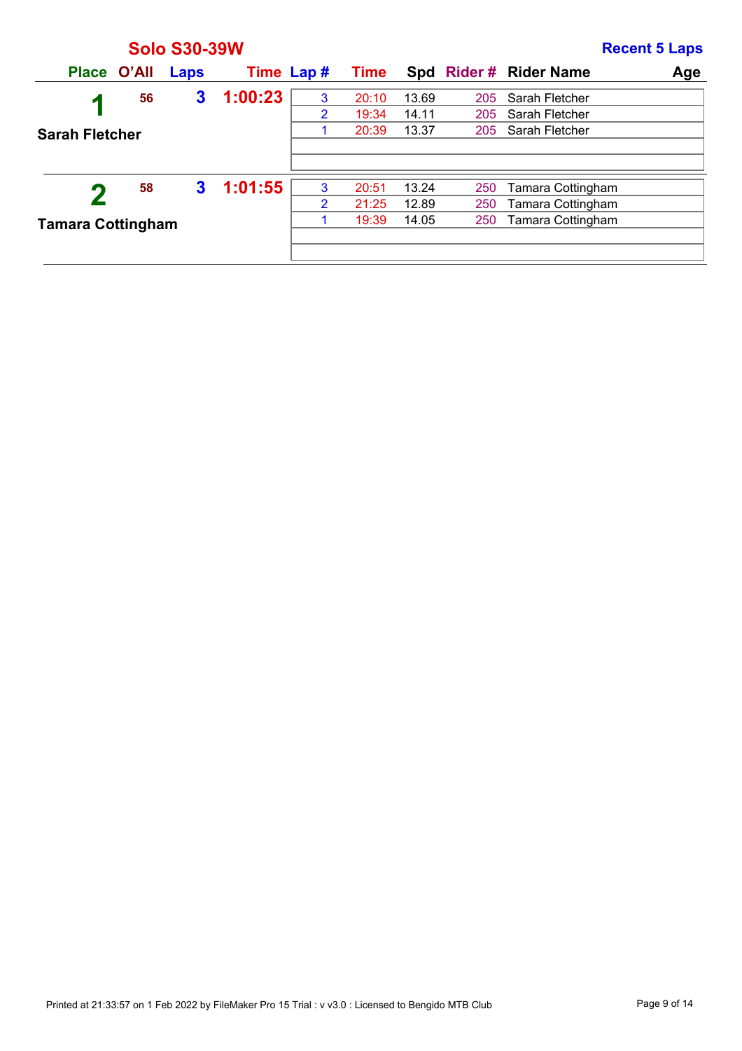## Solo S30-39W

**Recent 5 Laps**

| Place | O'All | Laps | Time | Lap # | Time | Spd | Rider # | Rider Name | Age |
|---|---|---|---|---|---|---|---|---|---|
| 1 | 56 | 3 | 1:00:23 | 3 | 20:10 | 13.69 | 205 | Sarah Fletcher | |
| Sarah Fletcher | | | | 2 | 19:34 | 14.11 | 205 | Sarah Fletcher | |
| | | | | 1 | 20:39 | 13.37 | 205 | Sarah Fletcher | |
| 2 | 58 | 3 | 1:01:55 | 3 | 20:51 | 13.24 | 250 | Tamara Cottingham | |
| Tamara Cottingham | | | | 2 | 21:25 | 12.89 | 250 | Tamara Cottingham | |
| | | | | 1 | 19:39 | 14.05 | 250 | Tamara Cottingham | |

Printed at 21:33:57 on 1 Feb 2022 by FileMaker Pro 15 Trial : v v3.0 : Licensed to Bengido MTB Club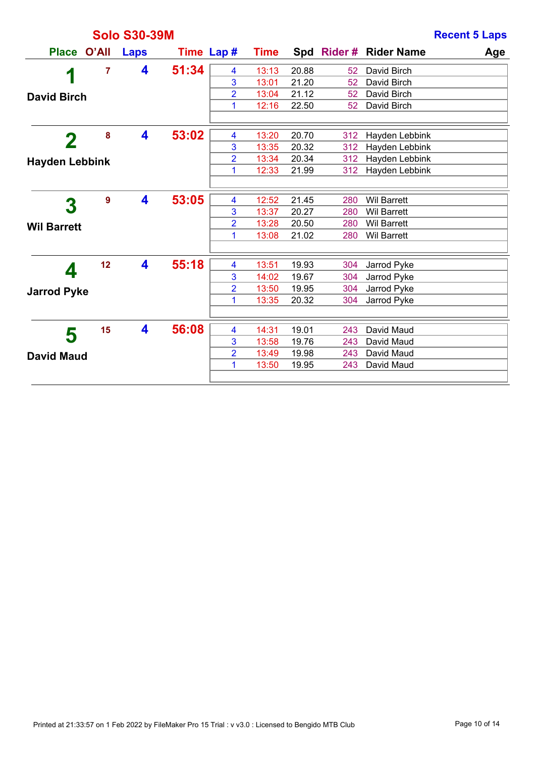## Solo S30-39M

**Recent 5 Laps**

| Place | O'All | Laps | Time | Lap # | Time | Spd | Rider # | Rider Name | Age |
|---|---|---|---|---|---|---|---|---|---|
| **1** David Birch | 7 | 4 | 51:34 | 4 | 13:13 | 20.88 | 52 | David Birch | |
| | | | | 3 | 13:01 | 21.20 | 52 | David Birch | |
| | | | | 2 | 13:04 | 21.12 | 52 | David Birch | |
| | | | | 1 | 12:16 | 22.50 | 52 | David Birch | |
| **2** Hayden Lebbink | 8 | 4 | 53:02 | 4 | 13:20 | 20.70 | 312 | Hayden Lebbink | |
| | | | | 3 | 13:35 | 20.32 | 312 | Hayden Lebbink | |
| | | | | 2 | 13:34 | 20.34 | 312 | Hayden Lebbink | |
| | | | | 1 | 12:33 | 21.99 | 312 | Hayden Lebbink | |
| **3** Wil Barrett | 9 | 4 | 53:05 | 4 | 12:52 | 21.45 | 280 | Wil Barrett | |
| | | | | 3 | 13:37 | 20.27 | 280 | Wil Barrett | |
| | | | | 2 | 13:28 | 20.50 | 280 | Wil Barrett | |
| | | | | 1 | 13:08 | 21.02 | 280 | Wil Barrett | |
| **4** Jarrod Pyke | 12 | 4 | 55:18 | 4 | 13:51 | 19.93 | 304 | Jarrod Pyke | |
| | | | | 3 | 14:02 | 19.67 | 304 | Jarrod Pyke | |
| | | | | 2 | 13:50 | 19.95 | 304 | Jarrod Pyke | |
| | | | | 1 | 13:35 | 20.32 | 304 | Jarrod Pyke | |
| **5** David Maud | 15 | 4 | 56:08 | 4 | 14:31 | 19.01 | 243 | David Maud | |
| | | | | 3 | 13:58 | 19.76 | 243 | David Maud | |
| | | | | 2 | 13:49 | 19.98 | 243 | David Maud | |
| | | | | 1 | 13:50 | 19.95 | 243 | David Maud | |

Printed at 21:33:57 on 1 Feb 2022 by FileMaker Pro 15 Trial : v v3.0 : Licensed to Bengido MTB Club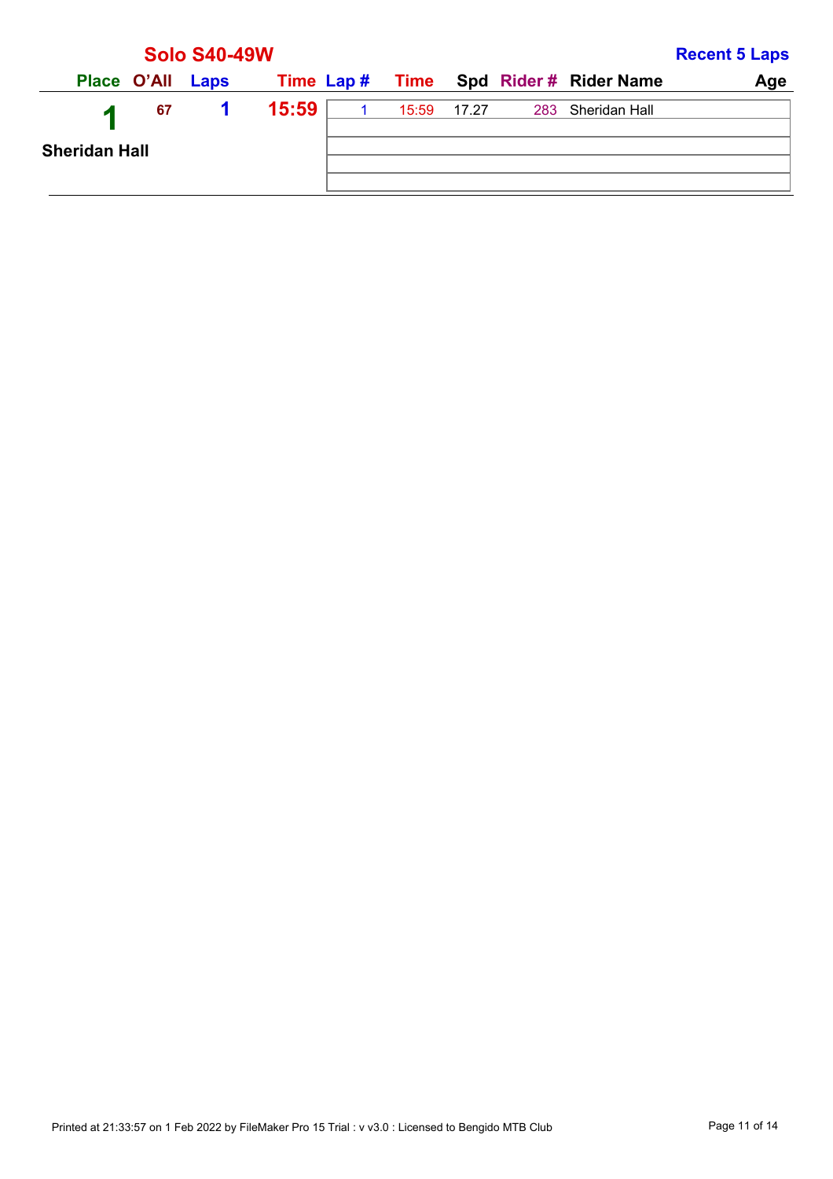## Solo S40-49W

**Recent 5 Laps**

| Place | O'All | Laps | Time | Lap # | Time | Spd | Rider # | Rider Name | Age |
|---|---|---|---|---|---|---|---|---|---|
| 1 | 67 | 1 | 15:59 | 1 | 15:59 | 17.27 | 283 | Sheridan Hall | |
| Sheridan Hall | | | | | | | | | |

Printed at 21:33:57 on 1 Feb 2022 by FileMaker Pro 15 Trial : v v3.0 : Licensed to Bengido MTB Club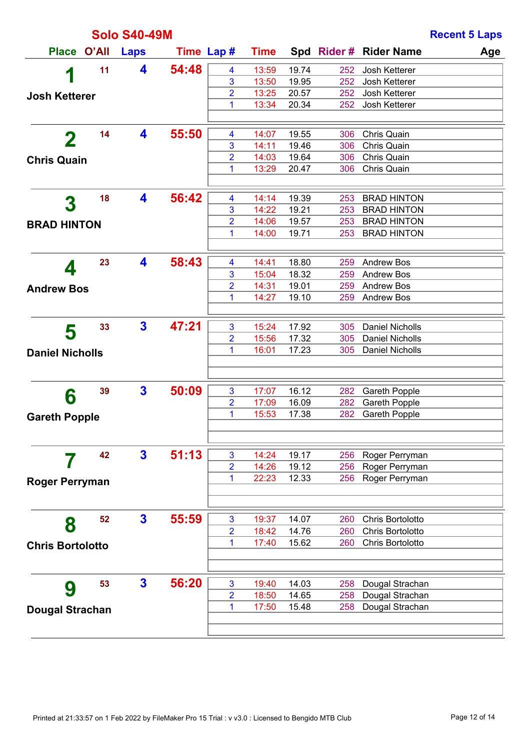## Solo S40-49M

**Recent 5 Laps**

| Place | O'All | Laps | Time | Lap # | Time | Spd | Rider # | Rider Name | Age |
|---|---|---|---|---|---|---|---|---|---|
| **1** Josh Ketterer | 11 | 4 | 54:48 | 4 | 13:59 | 19.74 | 252 | Josh Ketterer | |
| | | | | 3 | 13:50 | 19.95 | 252 | Josh Ketterer | |
| | | | | 2 | 13:25 | 20.57 | 252 | Josh Ketterer | |
| | | | | 1 | 13:34 | 20.34 | 252 | Josh Ketterer | |
| **2** Chris Quain | 14 | 4 | 55:50 | 4 | 14:07 | 19.55 | 306 | Chris Quain | |
| | | | | 3 | 14:11 | 19.46 | 306 | Chris Quain | |
| | | | | 2 | 14:03 | 19.64 | 306 | Chris Quain | |
| | | | | 1 | 13:29 | 20.47 | 306 | Chris Quain | |
| **3** BRAD HINTON | 18 | 4 | 56:42 | 4 | 14:14 | 19.39 | 253 | BRAD HINTON | |
| | | | | 3 | 14:22 | 19.21 | 253 | BRAD HINTON | |
| | | | | 2 | 14:06 | 19.57 | 253 | BRAD HINTON | |
| | | | | 1 | 14:00 | 19.71 | 253 | BRAD HINTON | |
| **4** Andrew Bos | 23 | 4 | 58:43 | 4 | 14:41 | 18.80 | 259 | Andrew Bos | |
| | | | | 3 | 15:04 | 18.32 | 259 | Andrew Bos | |
| | | | | 2 | 14:31 | 19.01 | 259 | Andrew Bos | |
| | | | | 1 | 14:27 | 19.10 | 259 | Andrew Bos | |
| **5** Daniel Nicholls | 33 | 3 | 47:21 | 3 | 15:24 | 17.92 | 305 | Daniel Nicholls | |
| | | | | 2 | 15:56 | 17.32 | 305 | Daniel Nicholls | |
| | | | | 1 | 16:01 | 17.23 | 305 | Daniel Nicholls | |
| **6** Gareth Popple | 39 | 3 | 50:09 | 3 | 17:07 | 16.12 | 282 | Gareth Popple | |
| | | | | 2 | 17:09 | 16.09 | 282 | Gareth Popple | |
| | | | | 1 | 15:53 | 17.38 | 282 | Gareth Popple | |
| **7** Roger Perryman | 42 | 3 | 51:13 | 3 | 14:24 | 19.17 | 256 | Roger Perryman | |
| | | | | 2 | 14:26 | 19.12 | 256 | Roger Perryman | |
| | | | | 1 | 22:23 | 12.33 | 256 | Roger Perryman | |
| **8** Chris Bortolotto | 52 | 3 | 55:59 | 3 | 19:37 | 14.07 | 260 | Chris Bortolotto | |
| | | | | 2 | 18:42 | 14.76 | 260 | Chris Bortolotto | |
| | | | | 1 | 17:40 | 15.62 | 260 | Chris Bortolotto | |
| **9** Dougal Strachan | 53 | 3 | 56:20 | 3 | 19:40 | 14.03 | 258 | Dougal Strachan | |
| | | | | 2 | 18:50 | 14.65 | 258 | Dougal Strachan | |
| | | | | 1 | 17:50 | 15.48 | 258 | Dougal Strachan | |

Printed at 21:33:57 on 1 Feb 2022 by FileMaker Pro 15 Trial : v v3.0 : Licensed to Bengido MTB Club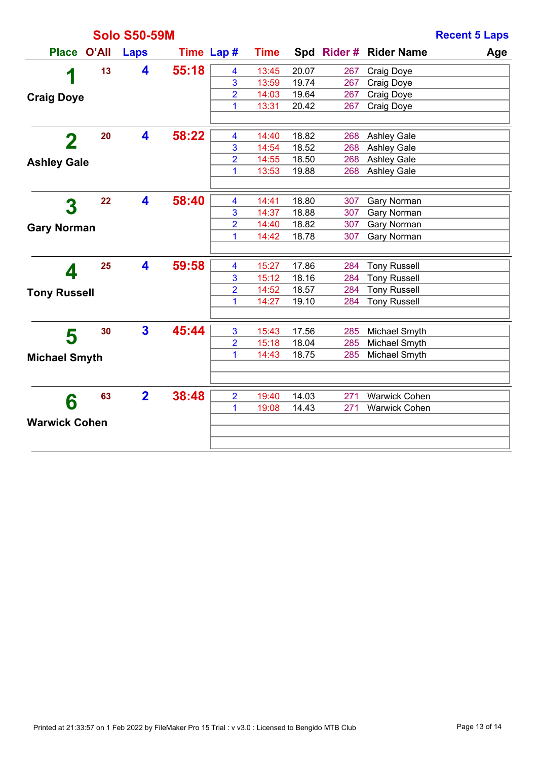## Solo S50-59M

**Recent 5 Laps**

| Place | O'All | Laps | Time | Lap # | Time | Spd | Rider # | Rider Name | Age |
|---|---|---|---|---|---|---|---|---|---|
| **1** Craig Doye | 13 | 4 | 55:18 | 4 | 13:45 | 20.07 | 267 | Craig Doye | |
| | | | | 3 | 13:59 | 19.74 | 267 | Craig Doye | |
| | | | | 2 | 14:03 | 19.64 | 267 | Craig Doye | |
| | | | | 1 | 13:31 | 20.42 | 267 | Craig Doye | |
| **2** Ashley Gale | 20 | 4 | 58:22 | 4 | 14:40 | 18.82 | 268 | Ashley Gale | |
| | | | | 3 | 14:54 | 18.52 | 268 | Ashley Gale | |
| | | | | 2 | 14:55 | 18.50 | 268 | Ashley Gale | |
| | | | | 1 | 13:53 | 19.88 | 268 | Ashley Gale | |
| **3** Gary Norman | 22 | 4 | 58:40 | 4 | 14:41 | 18.80 | 307 | Gary Norman | |
| | | | | 3 | 14:37 | 18.88 | 307 | Gary Norman | |
| | | | | 2 | 14:40 | 18.82 | 307 | Gary Norman | |
| | | | | 1 | 14:42 | 18.78 | 307 | Gary Norman | |
| **4** Tony Russell | 25 | 4 | 59:58 | 4 | 15:27 | 17.86 | 284 | Tony Russell | |
| | | | | 3 | 15:12 | 18.16 | 284 | Tony Russell | |
| | | | | 2 | 14:52 | 18.57 | 284 | Tony Russell | |
| | | | | 1 | 14:27 | 19.10 | 284 | Tony Russell | |
| **5** Michael Smyth | 30 | 3 | 45:44 | 3 | 15:43 | 17.56 | 285 | Michael Smyth | |
| | | | | 2 | 15:18 | 18.04 | 285 | Michael Smyth | |
| | | | | 1 | 14:43 | 18.75 | 285 | Michael Smyth | |
| **6** Warwick Cohen | 63 | 2 | 38:48 | 2 | 19:40 | 14.03 | 271 | Warwick Cohen | |
| | | | | 1 | 19:08 | 14.43 | 271 | Warwick Cohen | |

Printed at 21:33:57 on 1 Feb 2022 by FileMaker Pro 15 Trial : v v3.0 : Licensed to Bengido MTB Club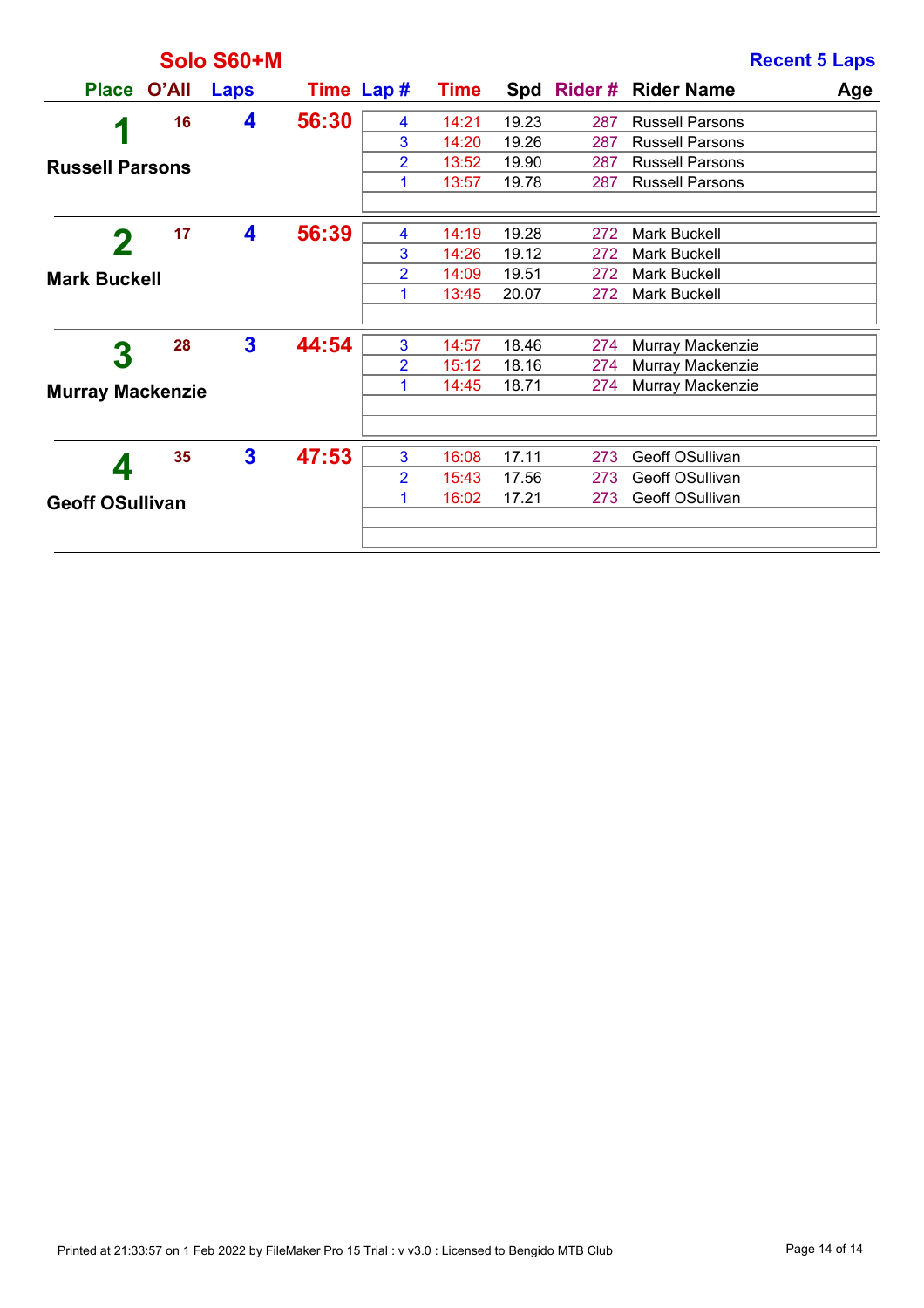## Solo S60+M

**Recent 5 Laps**

| Place | O'All | Laps | Time | Lap # | Time | Spd | Rider # | Rider Name | Age |
|---|---|---|---|---|---|---|---|---|---|
| **1** Russell Parsons | 16 | 4 | 56:30 | 4 | 14:21 | 19.23 | 287 | Russell Parsons | |
| | | | | 3 | 14:20 | 19.26 | 287 | Russell Parsons | |
| | | | | 2 | 13:52 | 19.90 | 287 | Russell Parsons | |
| | | | | 1 | 13:57 | 19.78 | 287 | Russell Parsons | |
| **2** Mark Buckell | 17 | 4 | 56:39 | 4 | 14:19 | 19.28 | 272 | Mark Buckell | |
| | | | | 3 | 14:26 | 19.12 | 272 | Mark Buckell | |
| | | | | 2 | 14:09 | 19.51 | 272 | Mark Buckell | |
| | | | | 1 | 13:45 | 20.07 | 272 | Mark Buckell | |
| **3** Murray Mackenzie | 28 | 3 | 44:54 | 3 | 14:57 | 18.46 | 274 | Murray Mackenzie | |
| | | | | 2 | 15:12 | 18.16 | 274 | Murray Mackenzie | |
| | | | | 1 | 14:45 | 18.71 | 274 | Murray Mackenzie | |
| **4** Geoff OSullivan | 35 | 3 | 47:53 | 3 | 16:08 | 17.11 | 273 | Geoff OSullivan | |
| | | | | 2 | 15:43 | 17.56 | 273 | Geoff OSullivan | |
| | | | | 1 | 16:02 | 17.21 | 273 | Geoff OSullivan | |

Printed at 21:33:57 on 1 Feb 2022 by FileMaker Pro 15 Trial : v v3.0 : Licensed to Bengido MTB Club